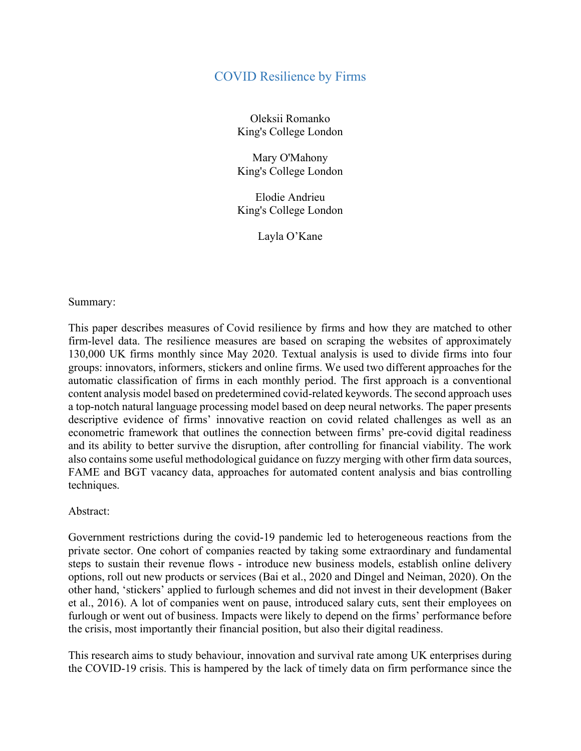# COVID Resilience by Firms

Oleksii Romanko
King's College London

Mary O'Mahony
King's College London

Elodie Andrieu
King's College London

Layla O'Kane

Summary:

This paper describes measures of Covid resilience by firms and how they are matched to other firm-level data. The resilience measures are based on scraping the websites of approximately 130,000 UK firms monthly since May 2020. Textual analysis is used to divide firms into four groups: innovators, informers, stickers and online firms. We used two different approaches for the automatic classification of firms in each monthly period. The first approach is a conventional content analysis model based on predetermined covid-related keywords. The second approach uses a top-notch natural language processing model based on deep neural networks. The paper presents descriptive evidence of firms' innovative reaction on covid related challenges as well as an econometric framework that outlines the connection between firms' pre-covid digital readiness and its ability to better survive the disruption, after controlling for financial viability. The work also contains some useful methodological guidance on fuzzy merging with other firm data sources, FAME and BGT vacancy data, approaches for automated content analysis and bias controlling techniques.

Abstract:

Government restrictions during the covid-19 pandemic led to heterogeneous reactions from the private sector. One cohort of companies reacted by taking some extraordinary and fundamental steps to sustain their revenue flows - introduce new business models, establish online delivery options, roll out new products or services (Bai et al., 2020 and Dingel and Neiman, 2020). On the other hand, 'stickers' applied to furlough schemes and did not invest in their development (Baker et al., 2016). A lot of companies went on pause, introduced salary cuts, sent their employees on furlough or went out of business. Impacts were likely to depend on the firms' performance before the crisis, most importantly their financial position, but also their digital readiness.

This research aims to study behaviour, innovation and survival rate among UK enterprises during the COVID-19 crisis. This is hampered by the lack of timely data on firm performance since the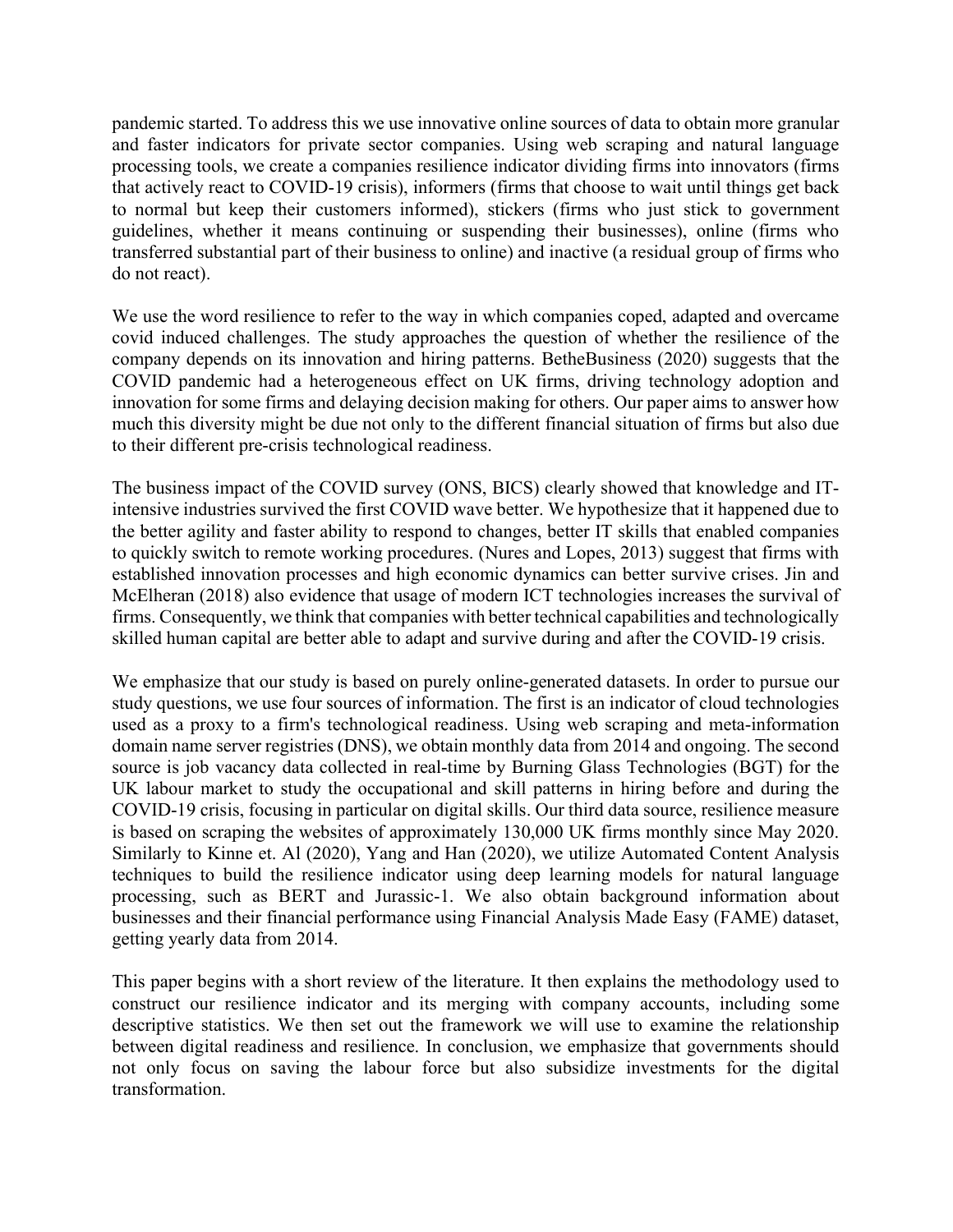pandemic started. To address this we use innovative online sources of data to obtain more granular and faster indicators for private sector companies. Using web scraping and natural language processing tools, we create a companies resilience indicator dividing firms into innovators (firms that actively react to COVID-19 crisis), informers (firms that choose to wait until things get back to normal but keep their customers informed), stickers (firms who just stick to government guidelines, whether it means continuing or suspending their businesses), online (firms who transferred substantial part of their business to online) and inactive (a residual group of firms who do not react).

We use the word resilience to refer to the way in which companies coped, adapted and overcame covid induced challenges. The study approaches the question of whether the resilience of the company depends on its innovation and hiring patterns. BetheBusiness (2020) suggests that the COVID pandemic had a heterogeneous effect on UK firms, driving technology adoption and innovation for some firms and delaying decision making for others. Our paper aims to answer how much this diversity might be due not only to the different financial situation of firms but also due to their different pre-crisis technological readiness.

The business impact of the COVID survey (ONS, BICS) clearly showed that knowledge and IT-intensive industries survived the first COVID wave better. We hypothesize that it happened due to the better agility and faster ability to respond to changes, better IT skills that enabled companies to quickly switch to remote working procedures. (Nures and Lopes, 2013) suggest that firms with established innovation processes and high economic dynamics can better survive crises. Jin and McElheran (2018) also evidence that usage of modern ICT technologies increases the survival of firms. Consequently, we think that companies with better technical capabilities and technologically skilled human capital are better able to adapt and survive during and after the COVID-19 crisis.

We emphasize that our study is based on purely online-generated datasets. In order to pursue our study questions, we use four sources of information. The first is an indicator of cloud technologies used as a proxy to a firm's technological readiness. Using web scraping and meta-information domain name server registries (DNS), we obtain monthly data from 2014 and ongoing. The second source is job vacancy data collected in real-time by Burning Glass Technologies (BGT) for the UK labour market to study the occupational and skill patterns in hiring before and during the COVID-19 crisis, focusing in particular on digital skills. Our third data source, resilience measure is based on scraping the websites of approximately 130,000 UK firms monthly since May 2020. Similarly to Kinne et. Al (2020), Yang and Han (2020), we utilize Automated Content Analysis techniques to build the resilience indicator using deep learning models for natural language processing, such as BERT and Jurassic-1. We also obtain background information about businesses and their financial performance using Financial Analysis Made Easy (FAME) dataset, getting yearly data from 2014.

This paper begins with a short review of the literature. It then explains the methodology used to construct our resilience indicator and its merging with company accounts, including some descriptive statistics. We then set out the framework we will use to examine the relationship between digital readiness and resilience. In conclusion, we emphasize that governments should not only focus on saving the labour force but also subsidize investments for the digital transformation.